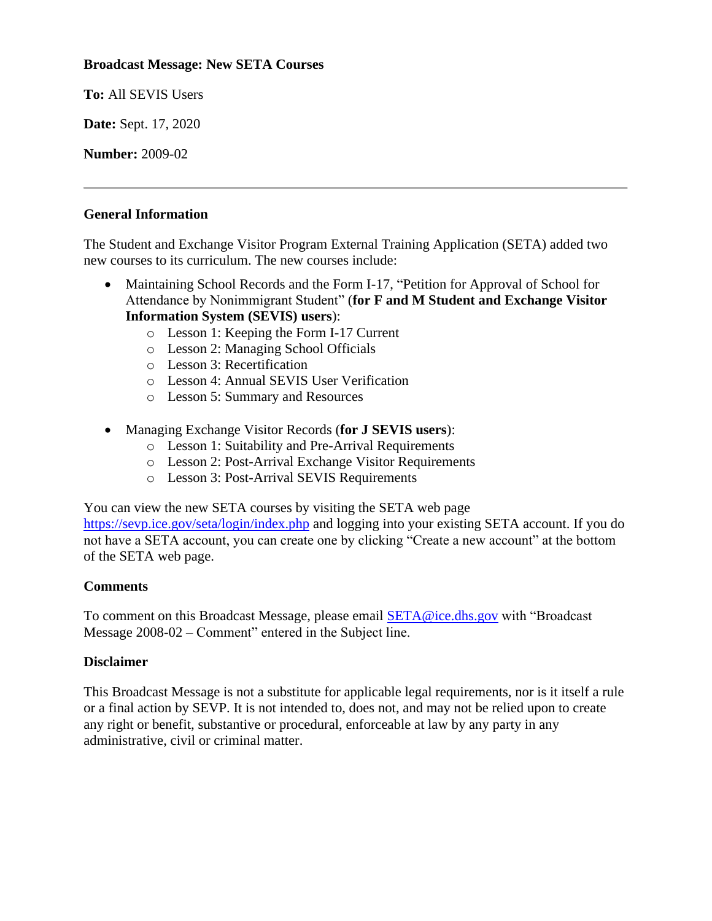**Broadcast Message: New SETA Courses**

**To:** All SEVIS Users

**Date:** Sept. 17, 2020

**Number:** 2009-02

---

**General Information**

The Student and Exchange Visitor Program External Training Application (SETA) added two new courses to its curriculum. The new courses include:

- Maintaining School Records and the Form I-17, "Petition for Approval of School for Attendance by Nonimmigrant Student" (**for F and M Student and Exchange Visitor Information System (SEVIS) users**):
  - Lesson 1: Keeping the Form I-17 Current
  - Lesson 2: Managing School Officials
  - Lesson 3: Recertification
  - Lesson 4: Annual SEVIS User Verification
  - Lesson 5: Summary and Resources

- Managing Exchange Visitor Records (**for J SEVIS users**):
  - Lesson 1: Suitability and Pre-Arrival Requirements
  - Lesson 2: Post-Arrival Exchange Visitor Requirements
  - Lesson 3: Post-Arrival SEVIS Requirements

You can view the new SETA courses by visiting the SETA web page https://sevp.ice.gov/seta/login/index.php and logging into your existing SETA account. If you do not have a SETA account, you can create one by clicking "Create a new account" at the bottom of the SETA web page.

**Comments**

To comment on this Broadcast Message, please email SETA@ice.dhs.gov with "Broadcast Message 2008-02 – Comment" entered in the Subject line.

**Disclaimer**

This Broadcast Message is not a substitute for applicable legal requirements, nor is it itself a rule or a final action by SEVP. It is not intended to, does not, and may not be relied upon to create any right or benefit, substantive or procedural, enforceable at law by any party in any administrative, civil or criminal matter.